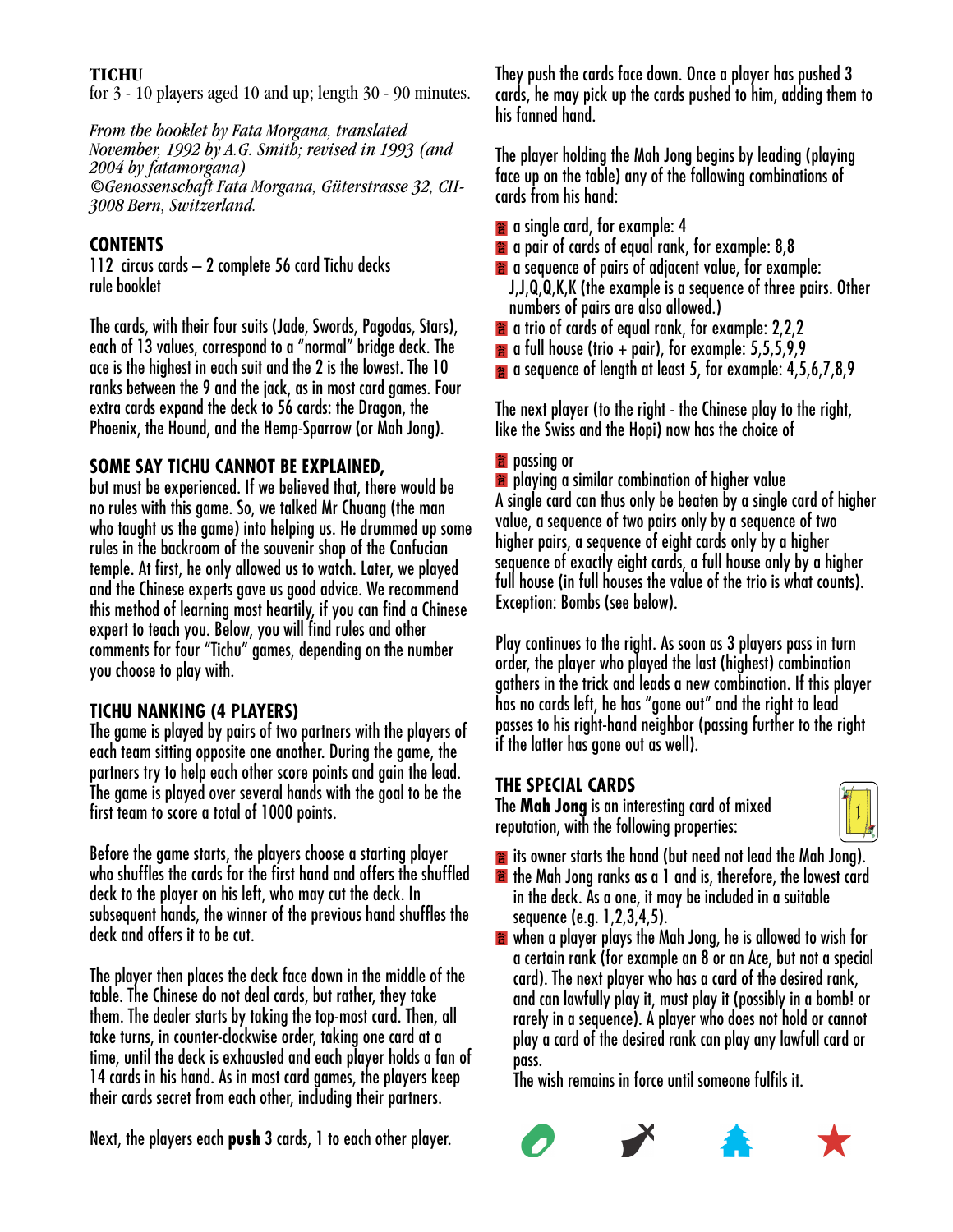# TICHU

for 3 - 10 players aged 10 and up; length 30 - 90 minutes.

*From the booklet by Fata Morgana, translated November, 1992 by A.G. Smith; revised in 1993 (and 2004 by fatamorgana)*
*©Genossenschaft Fata Morgana, Güterstrasse 32, CH-3008 Bern, Switzerland.*

## CONTENTS

112 circus cards – 2 complete 56 card Tichu decks
rule booklet

The cards, with their four suits (Jade, Swords, Pagodas, Stars), each of 13 values, correspond to a "normal" bridge deck. The ace is the highest in each suit and the 2 is the lowest. The 10 ranks between the 9 and the jack, as in most card games. Four extra cards expand the deck to 56 cards: the Dragon, the Phoenix, the Hound, and the Hemp-Sparrow (or Mah Jong).

## SOME SAY TICHU CANNOT BE EXPLAINED,

but must be experienced. If we believed that, there would be no rules with this game. So, we talked Mr Chuang (the man who taught us the game) into helping us. He drummed up some rules in the backroom of the souvenir shop of the Confucian temple. At first, he only allowed us to watch. Later, we played and the Chinese experts gave us good advice. We recommend this method of learning most heartily, if you can find a Chinese expert to teach you. Below, you will find rules and other comments for four "Tichu" games, depending on the number you choose to play with.

## TICHU NANKING (4 PLAYERS)

The game is played by pairs of two partners with the players of each team sitting opposite one another. During the game, the partners try to help each other score points and gain the lead. The game is played over several hands with the goal to be the first team to score a total of 1000 points.

Before the game starts, the players choose a starting player who shuffles the cards for the first hand and offers the shuffled deck to the player on his left, who may cut the deck. In subsequent hands, the winner of the previous hand shuffles the deck and offers it to be cut.

The player then places the deck face down in the middle of the table. The Chinese do not deal cards, but rather, they take them. The dealer starts by taking the top-most card. Then, all take turns, in counter-clockwise order, taking one card at a time, until the deck is exhausted and each player holds a fan of 14 cards in his hand. As in most card games, the players keep their cards secret from each other, including their partners.

Next, the players each **push** 3 cards, 1 to each other player. They push the cards face down. Once a player has pushed 3 cards, he may pick up the cards pushed to him, adding them to his fanned hand.

The player holding the Mah Jong begins by leading (playing face up on the table) any of the following combinations of cards from his hand:

- a single card, for example: 4
- a pair of cards of equal rank, for example: 8,8
- a sequence of pairs of adjacent value, for example: J,J,Q,Q,K,K (the example is a sequence of three pairs. Other numbers of pairs are also allowed.)
- a trio of cards of equal rank, for example: 2,2,2
- a full house (trio + pair), for example: 5,5,5,9,9
- a sequence of length at least 5, for example: 4,5,6,7,8,9

The next player (to the right - the Chinese play to the right, like the Swiss and the Hopi) now has the choice of

- passing or
- playing a similar combination of higher value

A single card can thus only be beaten by a single card of higher value, a sequence of two pairs only by a sequence of two higher pairs, a sequence of eight cards only by a higher sequence of exactly eight cards, a full house only by a higher full house (in full houses the value of the trio is what counts). Exception: Bombs (see below).

Play continues to the right. As soon as 3 players pass in turn order, the player who played the last (highest) combination gathers in the trick and leads a new combination. If this player has no cards left, he has "gone out" and the right to lead passes to his right-hand neighbor (passing further to the right if the latter has gone out as well).

## THE SPECIAL CARDS

The **Mah Jong** is an interesting card of mixed reputation, with the following properties:

- its owner starts the hand (but need not lead the Mah Jong).
- the Mah Jong ranks as a 1 and is, therefore, the lowest card in the deck. As a one, it may be included in a suitable sequence (e.g. 1,2,3,4,5).
- when a player plays the Mah Jong, he is allowed to wish for a certain rank (for example an 8 or an Ace, but not a special card). The next player who has a card of the desired rank, and can lawfully play it, must play it (possibly in a bomb! or rarely in a sequence). A player who does not hold or cannot play a card of the desired rank can play any lawfull card or pass.

  The wish remains in force until someone fulfils it.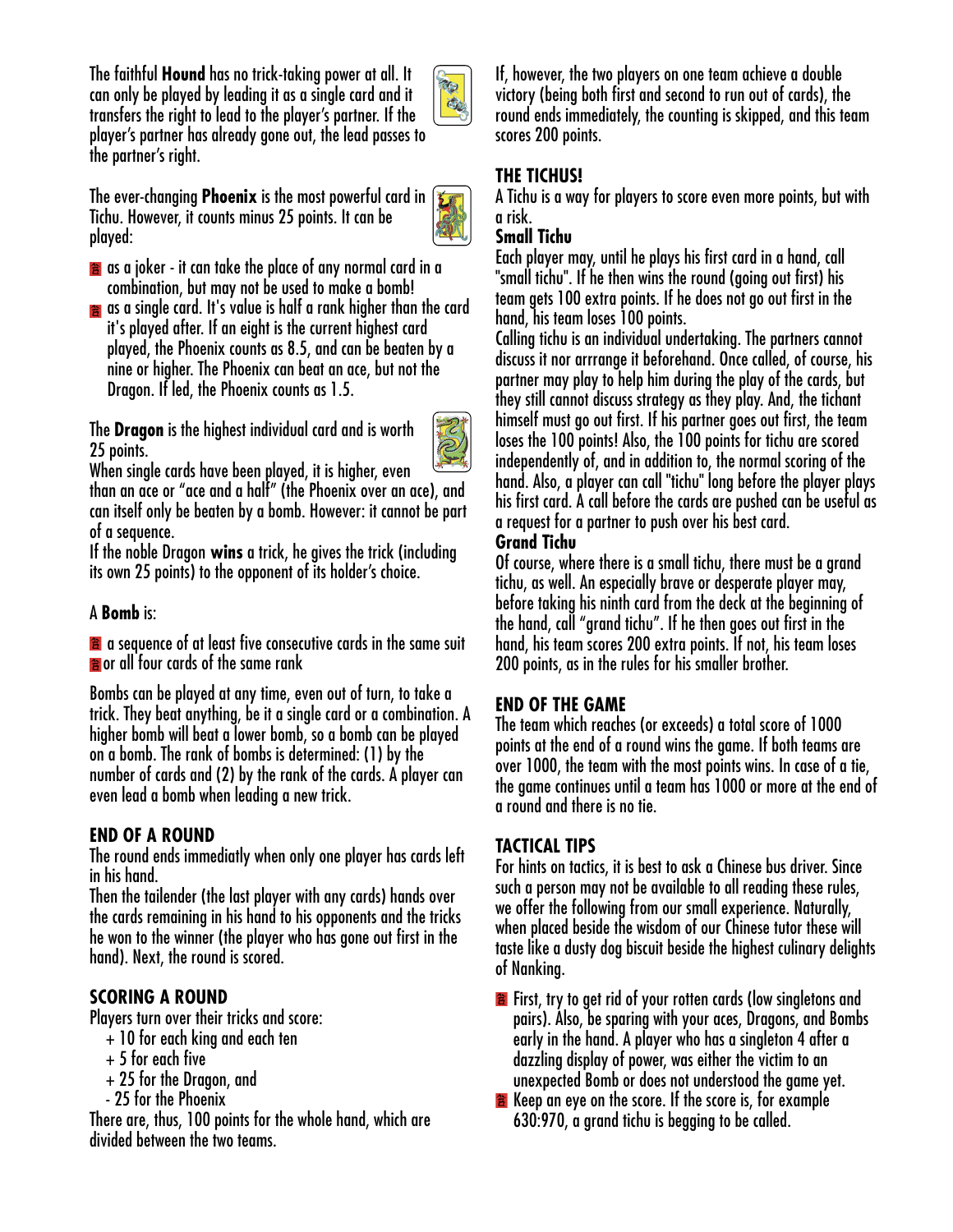The faithful **Hound** has no trick-taking power at all. It can only be played by leading it as a single card and it transfers the right to lead to the player's partner. If the player's partner has already gone out, the lead passes to the partner's right.

The ever-changing **Phoenix** is the most powerful card in Tichu. However, it counts minus 25 points. It can be played:

- as a joker - it can take the place of any normal card in a combination, but may not be used to make a bomb!
- as a single card. It's value is half a rank higher than the card it's played after. If an eight is the current highest card played, the Phoenix counts as 8.5, and can be beaten by a nine or higher. The Phoenix can beat an ace, but not the Dragon. If led, the Phoenix counts as 1.5.

The **Dragon** is the highest individual card and is worth 25 points.
When single cards have been played, it is higher, even than an ace or "ace and a half" (the Phoenix over an ace), and can itself only be beaten by a bomb. However: it cannot be part of a sequence.
If the noble Dragon **wins** a trick, he gives the trick (including its own 25 points) to the opponent of its holder's choice.

A **Bomb** is:

- a sequence of at least five consecutive cards in the same suit
- or all four cards of the same rank

Bombs can be played at any time, even out of turn, to take a trick. They beat anything, be it a single card or a combination. A higher bomb will beat a lower bomb, so a bomb can be played on a bomb. The rank of bombs is determined: (1) by the number of cards and (2) by the rank of the cards. A player can even lead a bomb when leading a new trick.

## END OF A ROUND

The round ends immediatly when only one player has cards left in his hand.
Then the tailender (the last player with any cards) hands over the cards remaining in his hand to his opponents and the tricks he won to the winner (the player who has gone out first in the hand). Next, the round is scored.

## SCORING A ROUND

Players turn over their tricks and score:

+ 10 for each king and each ten
+ 5 for each five
+ 25 for the Dragon, and
- 25 for the Phoenix

There are, thus, 100 points for the whole hand, which are divided between the two teams.

If, however, the two players on one team achieve a double victory (being both first and second to run out of cards), the round ends immediately, the counting is skipped, and this team scores 200 points.

## THE TICHUS!

A Tichu is a way for players to score even more points, but with a risk.

### Small Tichu

Each player may, until he plays his first card in a hand, call "small tichu". If he then wins the round (going out first) his team gets 100 extra points. If he does not go out first in the hand, his team loses 100 points.
Calling tichu is an individual undertaking. The partners cannot discuss it nor arrrange it beforehand. Once called, of course, his partner may play to help him during the play of the cards, but they still cannot discuss strategy as they play. And, the tichant himself must go out first. If his partner goes out first, the team loses the 100 points! Also, the 100 points for tichu are scored independently of, and in addition to, the normal scoring of the hand. Also, a player can call "tichu" long before the player plays his first card. A call before the cards are pushed can be useful as a request for a partner to push over his best card.

### Grand Tichu

Of course, where there is a small tichu, there must be a grand tichu, as well. An especially brave or desperate player may, before taking his ninth card from the deck at the beginning of the hand, call "grand tichu". If he then goes out first in the hand, his team scores 200 extra points. If not, his team loses 200 points, as in the rules for his smaller brother.

## END OF THE GAME

The team which reaches (or exceeds) a total score of 1000 points at the end of a round wins the game. If both teams are over 1000, the team with the most points wins. In case of a tie, the game continues until a team has 1000 or more at the end of a round and there is no tie.

## TACTICAL TIPS

For hints on tactics, it is best to ask a Chinese bus driver. Since such a person may not be available to all reading these rules, we offer the following from our small experience. Naturally, when placed beside the wisdom of our Chinese tutor these will taste like a dusty dog biscuit beside the highest culinary delights of Nanking.

- First, try to get rid of your rotten cards (low singletons and pairs). Also, be sparing with your aces, Dragons, and Bombs early in the hand. A player who has a singleton 4 after a dazzling display of power, was either the victim to an unexpected Bomb or does not understood the game yet.
- Keep an eye on the score. If the score is, for example 630:970, a grand tichu is begging to be called.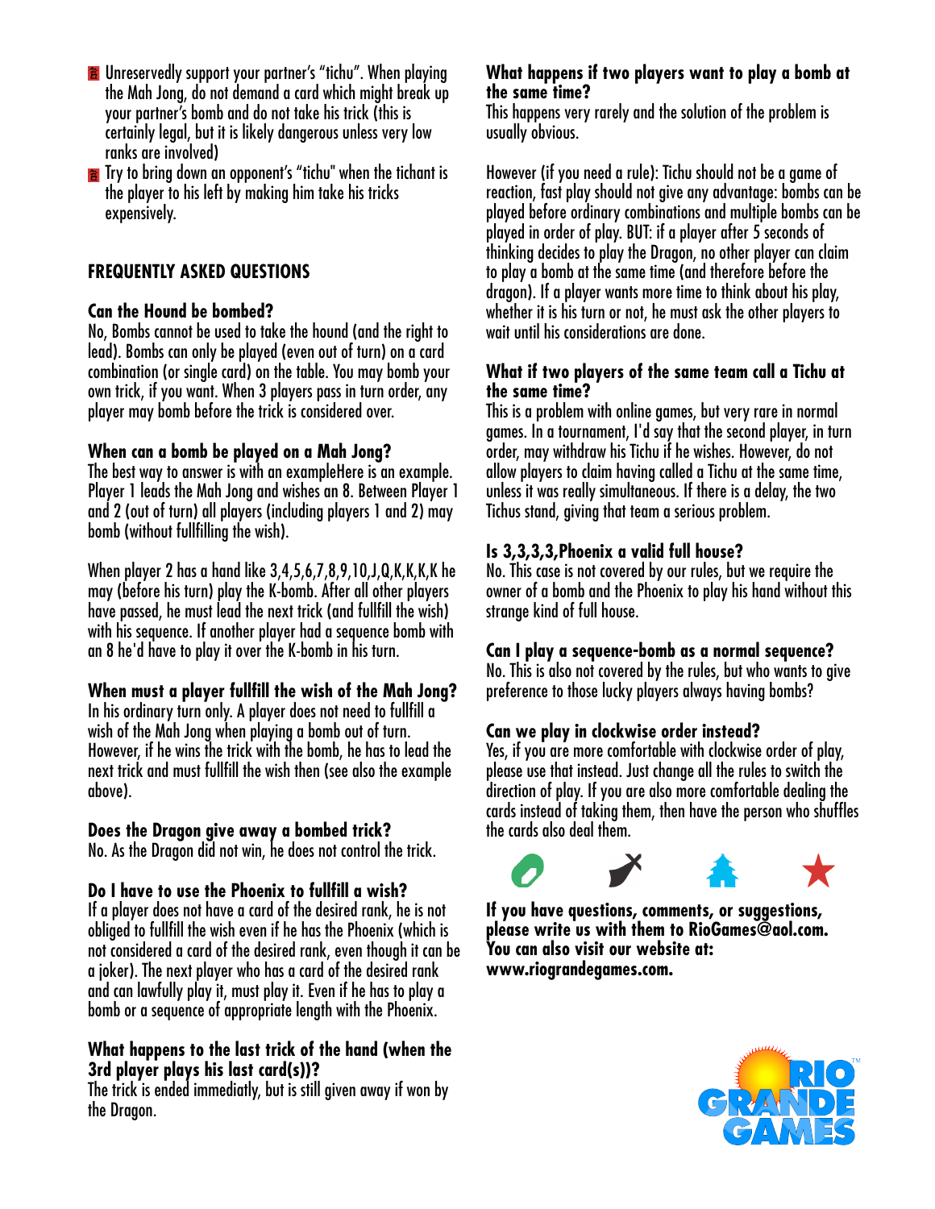- Unreservedly support your partner's "tichu". When playing the Mah Jong, do not demand a card which might break up your partner's bomb and do not take his trick (this is certainly legal, but it is likely dangerous unless very low ranks are involved)
- Try to bring down an opponent's "tichu" when the tichant is the player to his left by making him take his tricks expensively.

## FREQUENTLY ASKED QUESTIONS

### Can the Hound be bombed?

No, Bombs cannot be used to take the hound (and the right to lead). Bombs can only be played (even out of turn) on a card combination (or single card) on the table. You may bomb your own trick, if you want. When 3 players pass in turn order, any player may bomb before the trick is considered over.

### When can a bomb be played on a Mah Jong?

The best way to answer is with an exampleHere is an example. Player 1 leads the Mah Jong and wishes an 8. Between Player 1 and 2 (out of turn) all players (including players 1 and 2) may bomb (without fullfilling the wish).

When player 2 has a hand like 3,4,5,6,7,8,9,10,J,Q,K,K,K,K he may (before his turn) play the K-bomb. After all other players have passed, he must lead the next trick (and fullfill the wish) with his sequence. If another player had a sequence bomb with an 8 he'd have to play it over the K-bomb in his turn.

### When must a player fullfill the wish of the Mah Jong?

In his ordinary turn only. A player does not need to fullfill a wish of the Mah Jong when playing a bomb out of turn. However, if he wins the trick with the bomb, he has to lead the next trick and must fullfill the wish then (see also the example above).

### Does the Dragon give away a bombed trick?

No. As the Dragon did not win, he does not control the trick.

### Do I have to use the Phoenix to fullfill a wish?

If a player does not have a card of the desired rank, he is not obliged to fullfill the wish even if he has the Phoenix (which is not considered a card of the desired rank, even though it can be a joker). The next player who has a card of the desired rank and can lawfully play it, must play it. Even if he has to play a bomb or a sequence of appropriate length with the Phoenix.

### What happens to the last trick of the hand (when the 3rd player plays his last card(s))?

The trick is ended immediatly, but is still given away if won by the Dragon.

### What happens if two players want to play a bomb at the same time?

This happens very rarely and the solution of the problem is usually obvious.

However (if you need a rule): Tichu should not be a game of reaction, fast play should not give any advantage: bombs can be played before ordinary combinations and multiple bombs can be played in order of play. BUT: if a player after 5 seconds of thinking decides to play the Dragon, no other player can claim to play a bomb at the same time (and therefore before the dragon). If a player wants more time to think about his play, whether it is his turn or not, he must ask the other players to wait until his considerations are done.

### What if two players of the same team call a Tichu at the same time?

This is a problem with online games, but very rare in normal games. In a tournament, I'd say that the second player, in turn order, may withdraw his Tichu if he wishes. However, do not allow players to claim having called a Tichu at the same time, unless it was really simultaneous. If there is a delay, the two Tichus stand, giving that team a serious problem.

### Is 3,3,3,3,Phoenix a valid full house?

No. This case is not covered by our rules, but we require the owner of a bomb and the Phoenix to play his hand without this strange kind of full house.

### Can I play a sequence-bomb as a normal sequence?

No. This is also not covered by the rules, but who wants to give preference to those lucky players always having bombs?

### Can we play in clockwise order instead?

Yes, if you are more comfortable with clockwise order of play, please use that instead. Just change all the rules to switch the direction of play. If you are also more comfortable dealing the cards instead of taking them, then have the person who shuffles the cards also deal them.

**If you have questions, comments, or suggestions, please write us with them to RioGames@aol.com. You can also visit our website at: www.riograndegames.com.**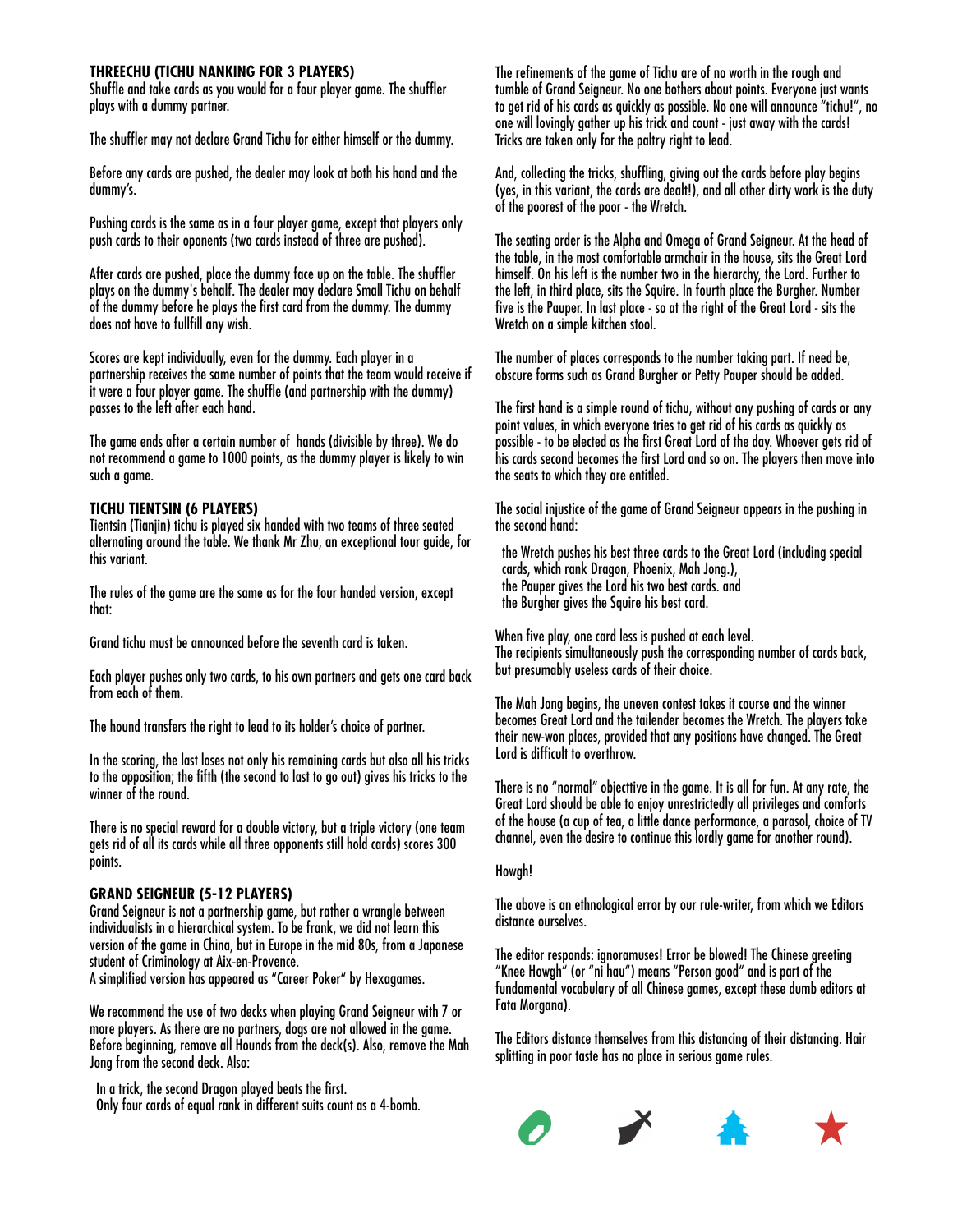## THREECHU (TICHU NANKING FOR 3 PLAYERS)

Shuffle and take cards as you would for a four player game. The shuffler plays with a dummy partner.

The shuffler may not declare Grand Tichu for either himself or the dummy.

Before any cards are pushed, the dealer may look at both his hand and the dummy's.

Pushing cards is the same as in a four player game, except that players only push cards to their oponents (two cards instead of three are pushed).

After cards are pushed, place the dummy face up on the table. The shuffler plays on the dummy's behalf. The dealer may declare Small Tichu on behalf of the dummy before he plays the first card from the dummy. The dummy does not have to fullfill any wish.

Scores are kept individually, even for the dummy. Each player in a partnership receives the same number of points that the team would receive if it were a four player game. The shuffle (and partnership with the dummy) passes to the left after each hand.

The game ends after a certain number of hands (divisible by three). We do not recommend a game to 1000 points, as the dummy player is likely to win such a game.

## TICHU TIENTSIN (6 PLAYERS)

Tientsin (Tianjin) tichu is played six handed with two teams of three seated alternating around the table. We thank Mr Zhu, an exceptional tour guide, for this variant.

The rules of the game are the same as for the four handed version, except that:

Grand tichu must be announced before the seventh card is taken.

Each player pushes only two cards, to his own partners and gets one card back from each of them.

The hound transfers the right to lead to its holder's choice of partner.

In the scoring, the last loses not only his remaining cards but also all his tricks to the opposition; the fifth (the second to last to go out) gives his tricks to the winner of the round.

There is no special reward for a double victory, but a triple victory (one team gets rid of all its cards while all three opponents still hold cards) scores 300 points.

## GRAND SEIGNEUR (5-12 PLAYERS)

Grand Seigneur is not a partnership game, but rather a wrangle between individualists in a hierarchical system. To be frank, we did not learn this version of the game in China, but in Europe in the mid 80s, from a Japanese student of Criminology at Aix-en-Provence.
A simplified version has appeared as "Career Poker" by Hexagames.

We recommend the use of two decks when playing Grand Seigneur with 7 or more players. As there are no partners, dogs are not allowed in the game. Before beginning, remove all Hounds from the deck(s). Also, remove the Mah Jong from the second deck. Also:

In a trick, the second Dragon played beats the first.
Only four cards of equal rank in different suits count as a 4-bomb.

The refinements of the game of Tichu are of no worth in the rough and tumble of Grand Seigneur. No one bothers about points. Everyone just wants to get rid of his cards as quickly as possible. No one will announce "tichu!", no one will lovingly gather up his trick and count - just away with the cards! Tricks are taken only for the paltry right to lead.

And, collecting the tricks, shuffling, giving out the cards before play begins (yes, in this variant, the cards are dealt!), and all other dirty work is the duty of the poorest of the poor - the Wretch.

The seating order is the Alpha and Omega of Grand Seigneur. At the head of the table, in the most comfortable armchair in the house, sits the Great Lord himself. On his left is the number two in the hierarchy, the Lord. Further to the left, in third place, sits the Squire. In fourth place the Burgher. Number five is the Pauper. In last place - so at the right of the Great Lord - sits the Wretch on a simple kitchen stool.

The number of places corresponds to the number taking part. If need be, obscure forms such as Grand Burgher or Petty Pauper should be added.

The first hand is a simple round of tichu, without any pushing of cards or any point values, in which everyone tries to get rid of his cards as quickly as possible - to be elected as the first Great Lord of the day. Whoever gets rid of his cards second becomes the first Lord and so on. The players then move into the seats to which they are entitled.

The social injustice of the game of Grand Seigneur appears in the pushing in the second hand:

the Wretch pushes his best three cards to the Great Lord (including special cards, which rank Dragon, Phoenix, Mah Jong.),
the Pauper gives the Lord his two best cards. and
the Burgher gives the Squire his best card.

When five play, one card less is pushed at each level.
The recipients simultaneously push the corresponding number of cards back, but presumably useless cards of their choice.

The Mah Jong begins, the uneven contest takes it course and the winner becomes Great Lord and the tailender becomes the Wretch. The players take their new-won places, provided that any positions have changed. The Great Lord is difficult to overthrow.

There is no "normal" objecttive in the game. It is all for fun. At any rate, the Great Lord should be able to enjoy unrestrictedly all privileges and comforts of the house (a cup of tea, a little dance performance, a parasol, choice of TV channel, even the desire to continue this lordly game for another round).

Howgh!

The above is an ethnological error by our rule-writer, from which we Editors distance ourselves.

The editor responds: ignoramuses! Error be blowed! The Chinese greeting "Knee Howgh" (or "ni hau") means "Person good" and is part of the fundamental vocabulary of all Chinese games, except these dumb editors at Fata Morgana).

The Editors distance themselves from this distancing of their distancing. Hair splitting in poor taste has no place in serious game rules.